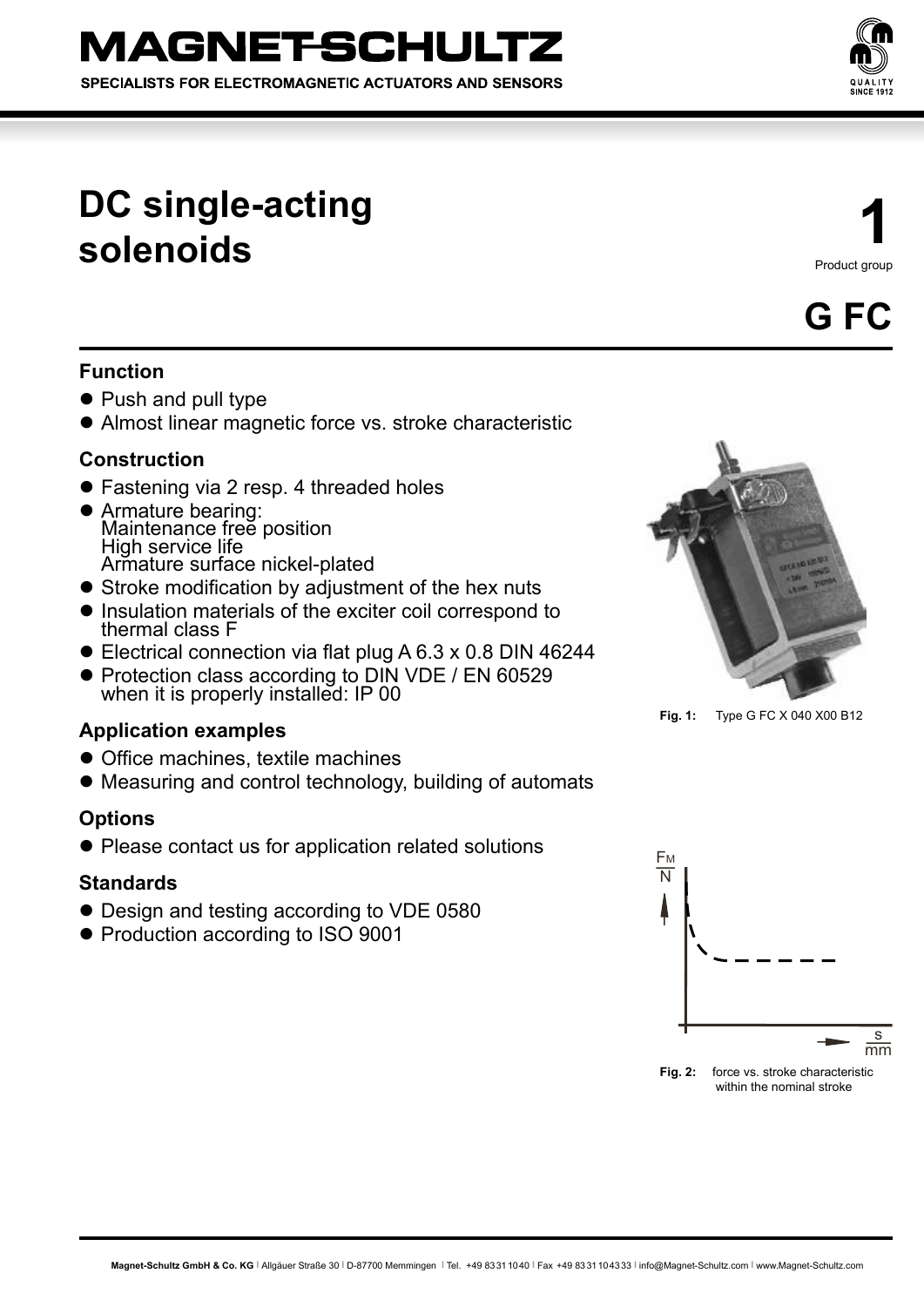# DC single-acting solenoids

**1**
Product group

**G FC**

### Function

- Push and pull type
- Almost linear magnetic force vs. stroke characteristic

### Construction

- Fastening via 2 resp. 4 threaded holes
- Armature bearing:
  Maintenance free position
  High service life
  Armature surface nickel-plated
- Stroke modification by adjustment of the hex nuts
- Insulation materials of the exciter coil correspond to thermal class F
- Electrical connection via flat plug A 6.3 x 0.8 DIN 46244
- Protection class according to DIN VDE / EN 60529 when it is properly installed: IP 00

**Fig. 1:** Type G FC X 040 X00 B12

### Application examples

- Office machines, textile machines
- Measuring and control technology, building of automats

### Options

- Please contact us for application related solutions

### Standards

- Design and testing according to VDE 0580
- Production according to ISO 9001

**Fig. 2:** force vs. stroke characteristic within the nominal stroke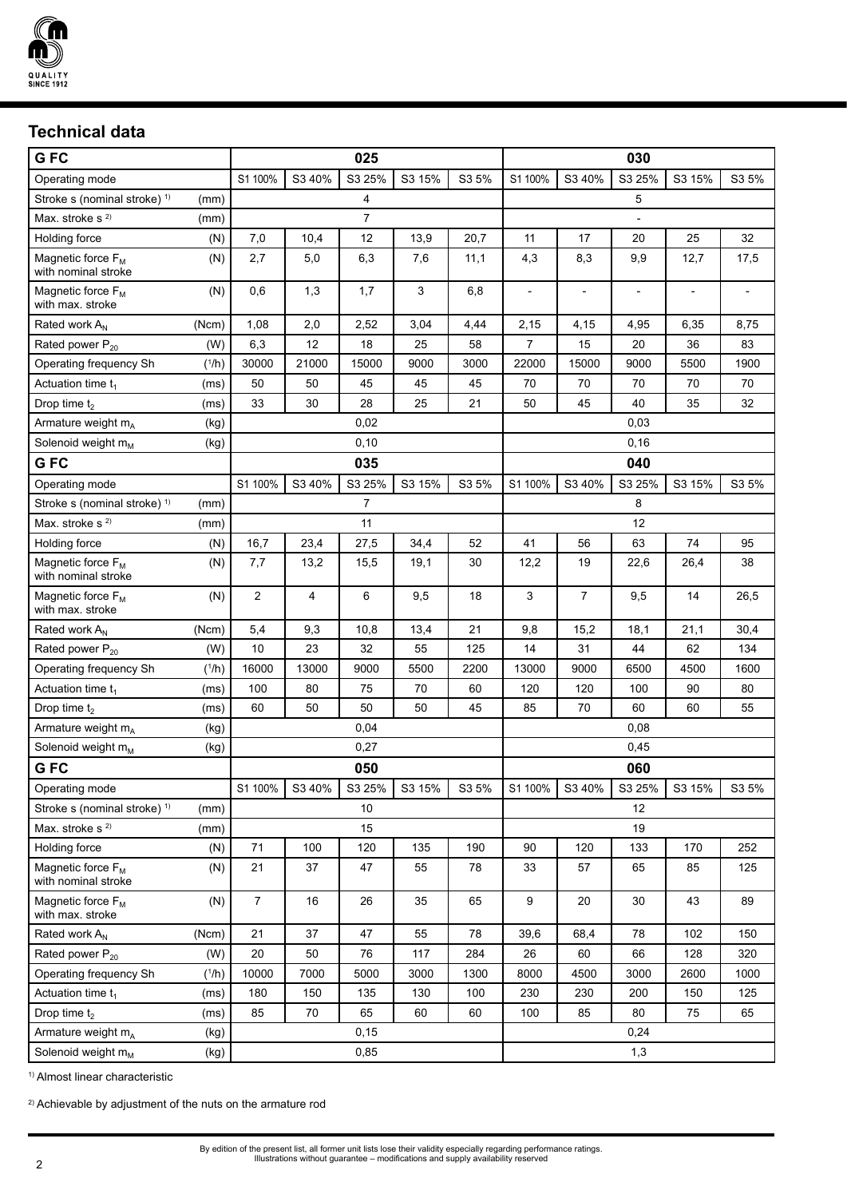## Technical data

| G FC | | 025 | | | | | 030 | | | | |
|---|---|---|---|---|---|---|---|---|---|---|---|
| Operating mode | | S1 100% | S3 40% | S3 25% | S3 15% | S3 5% | S1 100% | S3 40% | S3 25% | S3 15% | S3 5% |
| Stroke s (nominal stroke) [1] | (mm) | 4 | | | | | 5 | | | | |
| Max. stroke s [2] | (mm) | 7 | | | | | - | | | | |
| Holding force | (N) | 7,0 | 10,4 | 12 | 13,9 | 20,7 | 11 | 17 | 20 | 25 | 32 |
| Magnetic force $F_M$ with nominal stroke | (N) | 2,7 | 5,0 | 6,3 | 7,6 | 11,1 | 4,3 | 8,3 | 9,9 | 12,7 | 17,5 |
| Magnetic force $F_M$ with max. stroke | (N) | 0,6 | 1,3 | 1,7 | 3 | 6,8 | - | - | - | - | - |
| Rated work $A_N$ | (Ncm) | 1,08 | 2,0 | 2,52 | 3,04 | 4,44 | 2,15 | 4,15 | 4,95 | 6,35 | 8,75 |
| Rated power $P_{20}$ | (W) | 6,3 | 12 | 18 | 25 | 58 | 7 | 15 | 20 | 36 | 83 |
| Operating frequency Sh | ($^1$/h) | 30000 | 21000 | 15000 | 9000 | 3000 | 22000 | 15000 | 9000 | 5500 | 1900 |
| Actuation time $t_1$ | (ms) | 50 | 50 | 45 | 45 | 45 | 70 | 70 | 70 | 70 | 70 |
| Drop time $t_2$ | (ms) | 33 | 30 | 28 | 25 | 21 | 50 | 45 | 40 | 35 | 32 |
| Armature weight $m_A$ | (kg) | 0,02 | | | | | 0,03 | | | | |
| Solenoid weight $m_M$ | (kg) | 0,10 | | | | | 0,16 | | | | |
| **G FC** | | **035** | | | | | **040** | | | | |
| Operating mode | | S1 100% | S3 40% | S3 25% | S3 15% | S3 5% | S1 100% | S3 40% | S3 25% | S3 15% | S3 5% |
| Stroke s (nominal stroke) [1] | (mm) | 7 | | | | | 8 | | | | |
| Max. stroke s [2] | (mm) | 11 | | | | | 12 | | | | |
| Holding force | (N) | 16,7 | 23,4 | 27,5 | 34,4 | 52 | 41 | 56 | 63 | 74 | 95 |
| Magnetic force $F_M$ with nominal stroke | (N) | 7,7 | 13,2 | 15,5 | 19,1 | 30 | 12,2 | 19 | 22,6 | 26,4 | 38 |
| Magnetic force $F_M$ with max. stroke | (N) | 2 | 4 | 6 | 9,5 | 18 | 3 | 7 | 9,5 | 14 | 26,5 |
| Rated work $A_N$ | (Ncm) | 5,4 | 9,3 | 10,8 | 13,4 | 21 | 9,8 | 15,2 | 18,1 | 21,1 | 30,4 |
| Rated power $P_{20}$ | (W) | 10 | 23 | 32 | 55 | 125 | 14 | 31 | 44 | 62 | 134 |
| Operating frequency Sh | ($^1$/h) | 16000 | 13000 | 9000 | 5500 | 2200 | 13000 | 9000 | 6500 | 4500 | 1600 |
| Actuation time $t_1$ | (ms) | 100 | 80 | 75 | 70 | 60 | 120 | 120 | 100 | 90 | 80 |
| Drop time $t_2$ | (ms) | 60 | 50 | 50 | 50 | 45 | 85 | 70 | 60 | 60 | 55 |
| Armature weight $m_A$ | (kg) | 0,04 | | | | | 0,08 | | | | |
| Solenoid weight $m_M$ | (kg) | 0,27 | | | | | 0,45 | | | | |
| **G FC** | | **050** | | | | | **060** | | | | |
| Operating mode | | S1 100% | S3 40% | S3 25% | S3 15% | S3 5% | S1 100% | S3 40% | S3 25% | S3 15% | S3 5% |
| Stroke s (nominal stroke) [1] | (mm) | 10 | | | | | 12 | | | | |
| Max. stroke s [2] | (mm) | 15 | | | | | 19 | | | | |
| Holding force | (N) | 71 | 100 | 120 | 135 | 190 | 90 | 120 | 133 | 170 | 252 |
| Magnetic force $F_M$ with nominal stroke | (N) | 21 | 37 | 47 | 55 | 78 | 33 | 57 | 65 | 85 | 125 |
| Magnetic force $F_M$ with max. stroke | (N) | 7 | 16 | 26 | 35 | 65 | 9 | 20 | 30 | 43 | 89 |
| Rated work $A_N$ | (Ncm) | 21 | 37 | 47 | 55 | 78 | 39,6 | 68,4 | 78 | 102 | 150 |
| Rated power $P_{20}$ | (W) | 20 | 50 | 76 | 117 | 284 | 26 | 60 | 66 | 128 | 320 |
| Operating frequency Sh | ($^1$/h) | 10000 | 7000 | 5000 | 3000 | 1300 | 8000 | 4500 | 3000 | 2600 | 1000 |
| Actuation time $t_1$ | (ms) | 180 | 150 | 135 | 130 | 100 | 230 | 230 | 200 | 150 | 125 |
| Drop time $t_2$ | (ms) | 85 | 70 | 65 | 60 | 60 | 100 | 85 | 80 | 75 | 65 |
| Armature weight $m_A$ | (kg) | 0,15 | | | | | 0,24 | | | | |
| Solenoid weight $m_M$ | (kg) | 0,85 | | | | | 1,3 | | | | |

[1] Almost linear characteristic

[2] Achievable by adjustment of the nuts on the armature rod

By edition of the present list, all former unit lists lose their validity especially regarding performance ratings.
Illustrations without guarantee – modifications and supply availability reserved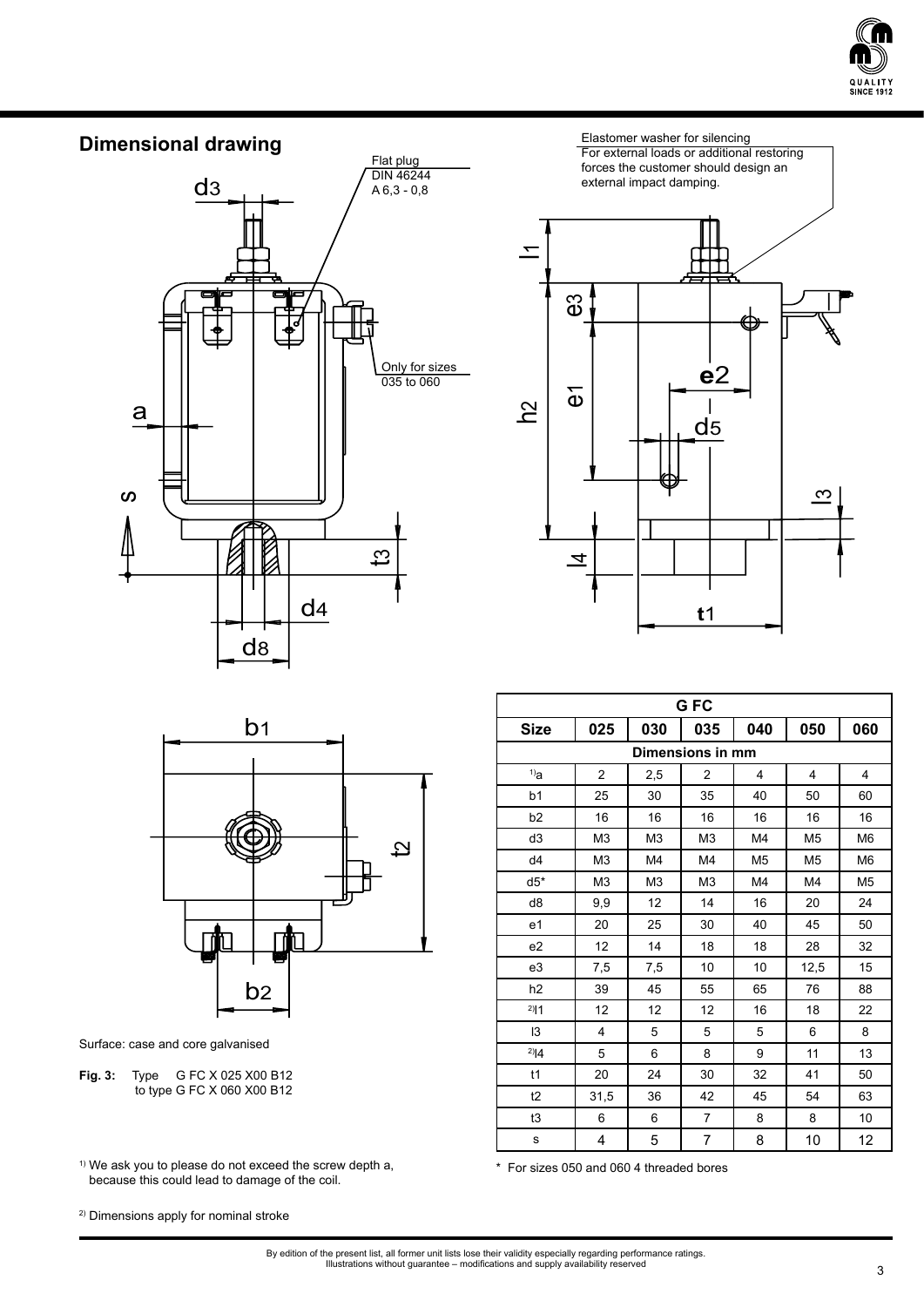## Dimensional drawing

Flat plug DIN 46244 A 6,3 - 0,8

Only for sizes 035 to 060

Elastomer washer for silencing
For external loads or additional restoring forces the customer should design an external impact damping.

Surface: case and core galvanised

**Fig. 3:** Type G FC X 025 X00 B12 to type G FC X 060 X00 B12

| G FC | | | | | | |
|---|---|---|---|---|---|---|
| **Size** | **025** | **030** | **035** | **040** | **050** | **060** |
| **Dimensions in mm** | | | | | | |
| [1]a | 2 | 2,5 | 2 | 4 | 4 | 4 |
| b1 | 25 | 30 | 35 | 40 | 50 | 60 |
| b2 | 16 | 16 | 16 | 16 | 16 | 16 |
| d3 | M3 | M3 | M3 | M4 | M5 | M6 |
| d4 | M3 | M4 | M4 | M5 | M5 | M6 |
| d5* | M3 | M3 | M3 | M4 | M4 | M5 |
| d8 | 9,9 | 12 | 14 | 16 | 20 | 24 |
| e1 | 20 | 25 | 30 | 40 | 45 | 50 |
| e2 | 12 | 14 | 18 | 18 | 28 | 32 |
| e3 | 7,5 | 7,5 | 10 | 10 | 12,5 | 15 |
| h2 | 39 | 45 | 55 | 65 | 76 | 88 |
| [2]l1 | 12 | 12 | 12 | 16 | 18 | 22 |
| l3 | 4 | 5 | 5 | 5 | 6 | 8 |
| [2]l4 | 5 | 6 | 8 | 9 | 11 | 13 |
| t1 | 20 | 24 | 30 | 32 | 41 | 50 |
| t2 | 31,5 | 36 | 42 | 45 | 54 | 63 |
| t3 | 6 | 6 | 7 | 8 | 8 | 10 |
| s | 4 | 5 | 7 | 8 | 10 | 12 |

\* For sizes 050 and 060 4 threaded bores

[1] We ask you to please do not exceed the screw depth a, because this could lead to damage of the coil.

[2] Dimensions apply for nominal stroke

By edition of the present list, all former unit lists lose their validity especially regarding performance ratings.
Illustrations without guarantee – modifications and supply availability reserved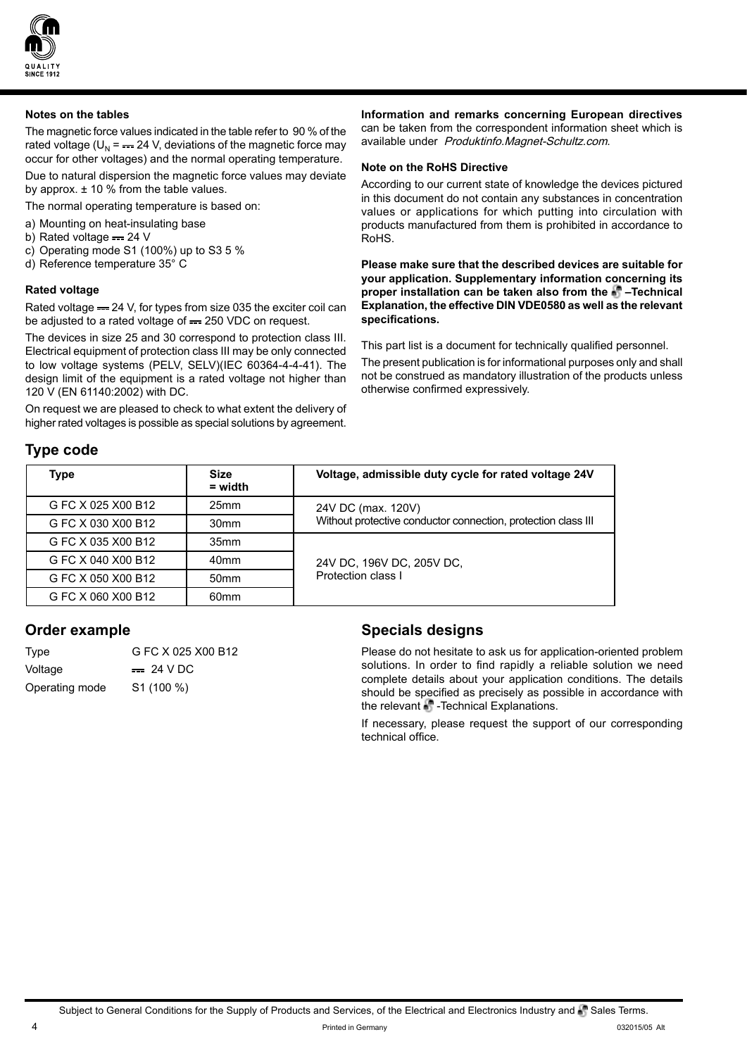#### Notes on the tables

The magnetic force values indicated in the table refer to 90 % of the rated voltage ($U_N$ = ⎓ 24 V, deviations of the magnetic force may occur for other voltages) and the normal operating temperature.

Due to natural dispersion the magnetic force values may deviate by approx. ± 10 % from the table values.

The normal operating temperature is based on:

a) Mounting on heat-insulating base
b) Rated voltage ⎓ 24 V
c) Operating mode S1 (100%) up to S3 5 %
d) Reference temperature 35° C

#### Rated voltage

Rated voltage ⎓ 24 V, for types from size 035 the exciter coil can be adjusted to a rated voltage of ⎓ 250 VDC on request.

The devices in size 25 and 30 correspond to protection class III. Electrical equipment of protection class III may be only connected to low voltage systems (PELV, SELV)(IEC 60364-4-4-41). The design limit of the equipment is a rated voltage not higher than 120 V (EN 61140:2002) with DC.

On request we are pleased to check to what extent the delivery of higher rated voltages is possible as special solutions by agreement.

**Information and remarks concerning European directives** can be taken from the correspondent information sheet which is available under *Produktinfo.Magnet-Schultz.com*.

#### Note on the RoHS Directive

According to our current state of knowledge the devices pictured in this document do not contain any substances in concentration values or applications for which putting into circulation with products manufactured from them is prohibited in accordance to RoHS.

**Please make sure that the described devices are suitable for your application. Supplementary information concerning its proper installation can be taken also from the –Technical Explanation, the effective DIN VDE0580 as well as the relevant specifications.**

This part list is a document for technically qualified personnel.

The present publication is for informational purposes only and shall not be construed as mandatory illustration of the products unless otherwise confirmed expressively.

## Type code

| Type | Size = width | Voltage, admissible duty cycle for rated voltage 24V |
|---|---|---|
| G FC X 025 X00 B12 | 25mm | 24V DC (max. 120V) Without protective conductor connection, protection class III |
| G FC X 030 X00 B12 | 30mm | |
| G FC X 035 X00 B12 | 35mm | 24V DC, 196V DC, 205V DC, Protection class I |
| G FC X 040 X00 B12 | 40mm | |
| G FC X 050 X00 B12 | 50mm | |
| G FC X 060 X00 B12 | 60mm | |

## Order example

| | |
|---|---|
| Type | G FC X 025 X00 B12 |
| Voltage | ⎓ 24 V DC |
| Operating mode | S1 (100 %) |

## Specials designs

Please do not hesitate to ask us for application-oriented problem solutions. In order to find rapidly a reliable solution we need complete details about your application conditions. The details should be specified as precisely as possible in accordance with the relevant -Technical Explanations.

If necessary, please request the support of our corresponding technical office.

Subject to General Conditions for the Supply of Products and Services, of the Electrical and Electronics Industry and Sales Terms.

Printed in Germany

032015/05 Alt